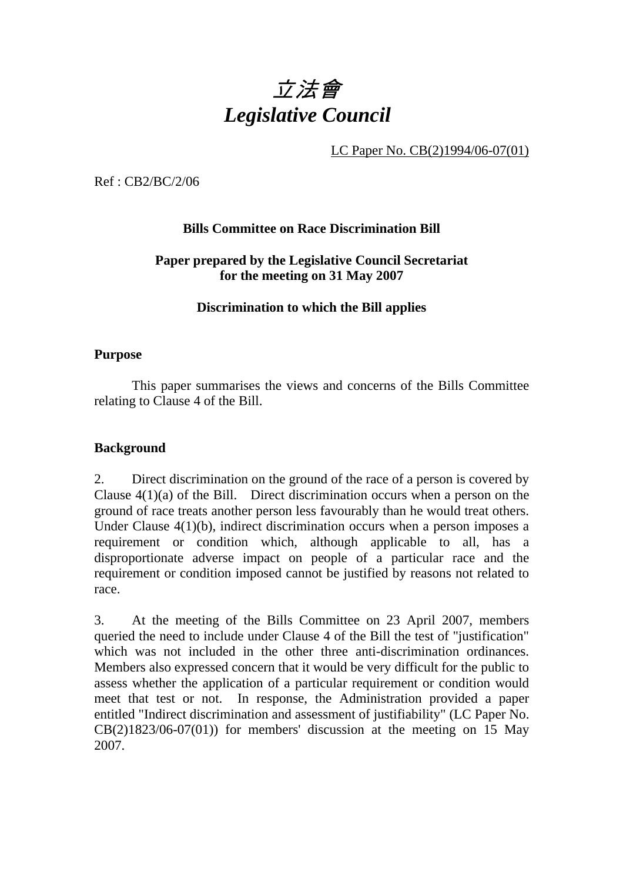# *立法會*
# *Legislative Council*

LC Paper No. CB(2)1994/06-07(01)

Ref : CB2/BC/2/06

**Bills Committee on Race Discrimination Bill**

**Paper prepared by the Legislative Council Secretariat for the meeting on 31 May 2007**

**Discrimination to which the Bill applies**

**Purpose**

This paper summarises the views and concerns of the Bills Committee relating to Clause 4 of the Bill.

**Background**

2. Direct discrimination on the ground of the race of a person is covered by Clause 4(1)(a) of the Bill. Direct discrimination occurs when a person on the ground of race treats another person less favourably than he would treat others. Under Clause 4(1)(b), indirect discrimination occurs when a person imposes a requirement or condition which, although applicable to all, has a disproportionate adverse impact on people of a particular race and the requirement or condition imposed cannot be justified by reasons not related to race.

3. At the meeting of the Bills Committee on 23 April 2007, members queried the need to include under Clause 4 of the Bill the test of "justification" which was not included in the other three anti-discrimination ordinances. Members also expressed concern that it would be very difficult for the public to assess whether the application of a particular requirement or condition would meet that test or not. In response, the Administration provided a paper entitled "Indirect discrimination and assessment of justifiability" (LC Paper No. CB(2)1823/06-07(01)) for members' discussion at the meeting on 15 May 2007.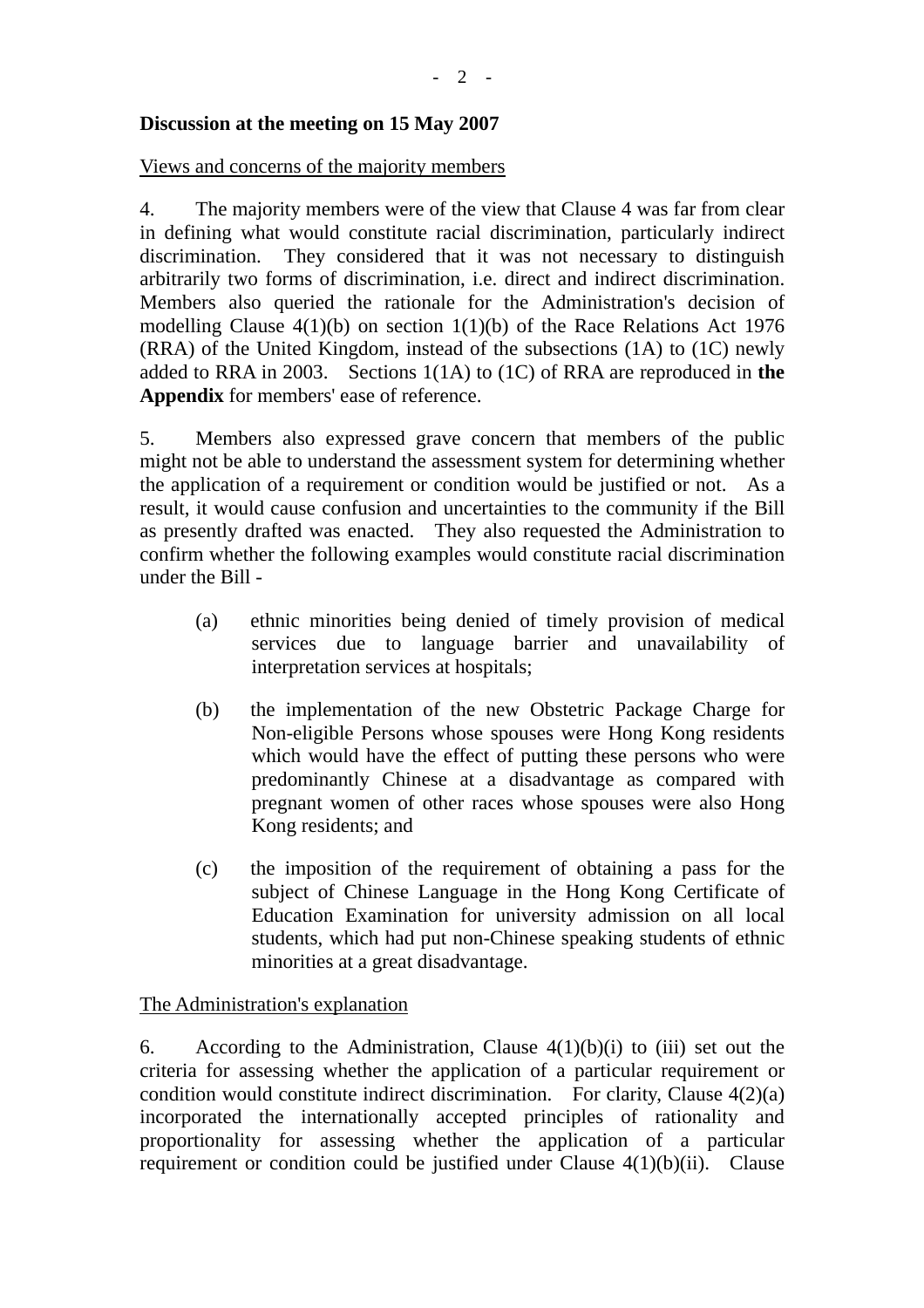**Discussion at the meeting on 15 May 2007**

Views and concerns of the majority members

4. The majority members were of the view that Clause 4 was far from clear in defining what would constitute racial discrimination, particularly indirect discrimination. They considered that it was not necessary to distinguish arbitrarily two forms of discrimination, i.e. direct and indirect discrimination. Members also queried the rationale for the Administration's decision of modelling Clause 4(1)(b) on section 1(1)(b) of the Race Relations Act 1976 (RRA) of the United Kingdom, instead of the subsections (1A) to (1C) newly added to RRA in 2003. Sections 1(1A) to (1C) of RRA are reproduced in **the Appendix** for members' ease of reference.

5. Members also expressed grave concern that members of the public might not be able to understand the assessment system for determining whether the application of a requirement or condition would be justified or not. As a result, it would cause confusion and uncertainties to the community if the Bill as presently drafted was enacted. They also requested the Administration to confirm whether the following examples would constitute racial discrimination under the Bill -

(a) ethnic minorities being denied of timely provision of medical services due to language barrier and unavailability of interpretation services at hospitals;

(b) the implementation of the new Obstetric Package Charge for Non-eligible Persons whose spouses were Hong Kong residents which would have the effect of putting these persons who were predominantly Chinese at a disadvantage as compared with pregnant women of other races whose spouses were also Hong Kong residents; and

(c) the imposition of the requirement of obtaining a pass for the subject of Chinese Language in the Hong Kong Certificate of Education Examination for university admission on all local students, which had put non-Chinese speaking students of ethnic minorities at a great disadvantage.

The Administration's explanation

6. According to the Administration, Clause 4(1)(b)(i) to (iii) set out the criteria for assessing whether the application of a particular requirement or condition would constitute indirect discrimination. For clarity, Clause 4(2)(a) incorporated the internationally accepted principles of rationality and proportionality for assessing whether the application of a particular requirement or condition could be justified under Clause 4(1)(b)(ii). Clause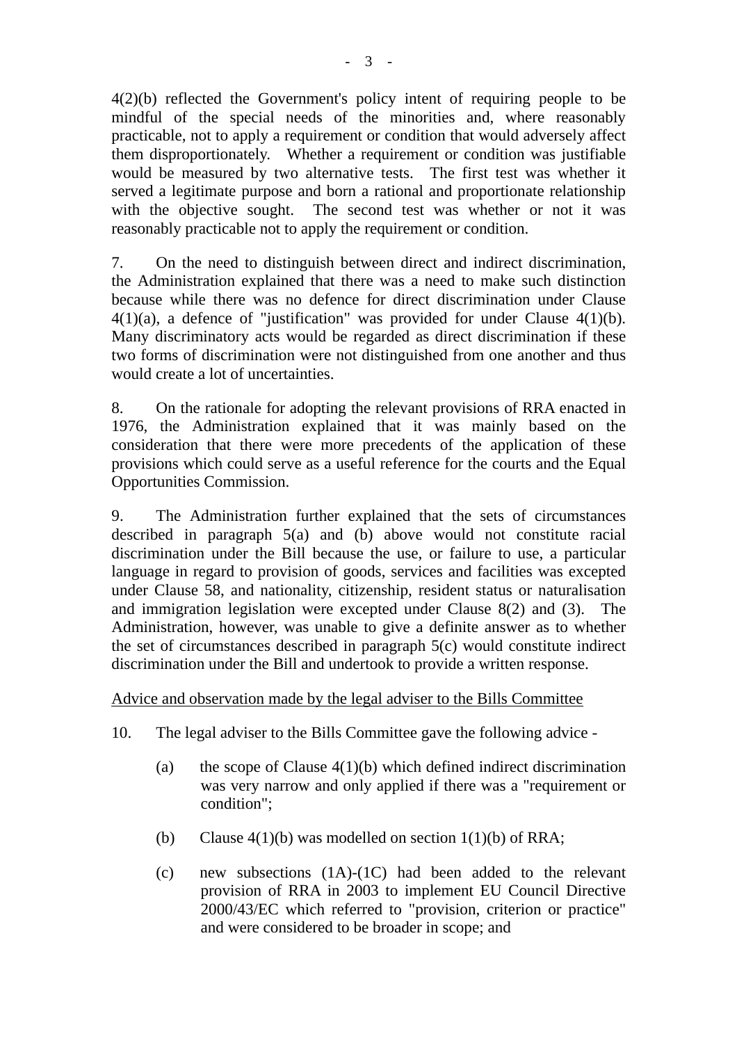4(2)(b) reflected the Government's policy intent of requiring people to be mindful of the special needs of the minorities and, where reasonably practicable, not to apply a requirement or condition that would adversely affect them disproportionately. Whether a requirement or condition was justifiable would be measured by two alternative tests. The first test was whether it served a legitimate purpose and born a rational and proportionate relationship with the objective sought. The second test was whether or not it was reasonably practicable not to apply the requirement or condition.

7. On the need to distinguish between direct and indirect discrimination, the Administration explained that there was a need to make such distinction because while there was no defence for direct discrimination under Clause 4(1)(a), a defence of "justification" was provided for under Clause 4(1)(b). Many discriminatory acts would be regarded as direct discrimination if these two forms of discrimination were not distinguished from one another and thus would create a lot of uncertainties.

8. On the rationale for adopting the relevant provisions of RRA enacted in 1976, the Administration explained that it was mainly based on the consideration that there were more precedents of the application of these provisions which could serve as a useful reference for the courts and the Equal Opportunities Commission.

9. The Administration further explained that the sets of circumstances described in paragraph 5(a) and (b) above would not constitute racial discrimination under the Bill because the use, or failure to use, a particular language in regard to provision of goods, services and facilities was excepted under Clause 58, and nationality, citizenship, resident status or naturalisation and immigration legislation were excepted under Clause 8(2) and (3). The Administration, however, was unable to give a definite answer as to whether the set of circumstances described in paragraph 5(c) would constitute indirect discrimination under the Bill and undertook to provide a written response.

<u>Advice and observation made by the legal adviser to the Bills Committee</u>

10. The legal adviser to the Bills Committee gave the following advice -

(a) the scope of Clause 4(1)(b) which defined indirect discrimination was very narrow and only applied if there was a "requirement or condition";

(b) Clause 4(1)(b) was modelled on section 1(1)(b) of RRA;

(c) new subsections (1A)-(1C) had been added to the relevant provision of RRA in 2003 to implement EU Council Directive 2000/43/EC which referred to "provision, criterion or practice" and were considered to be broader in scope; and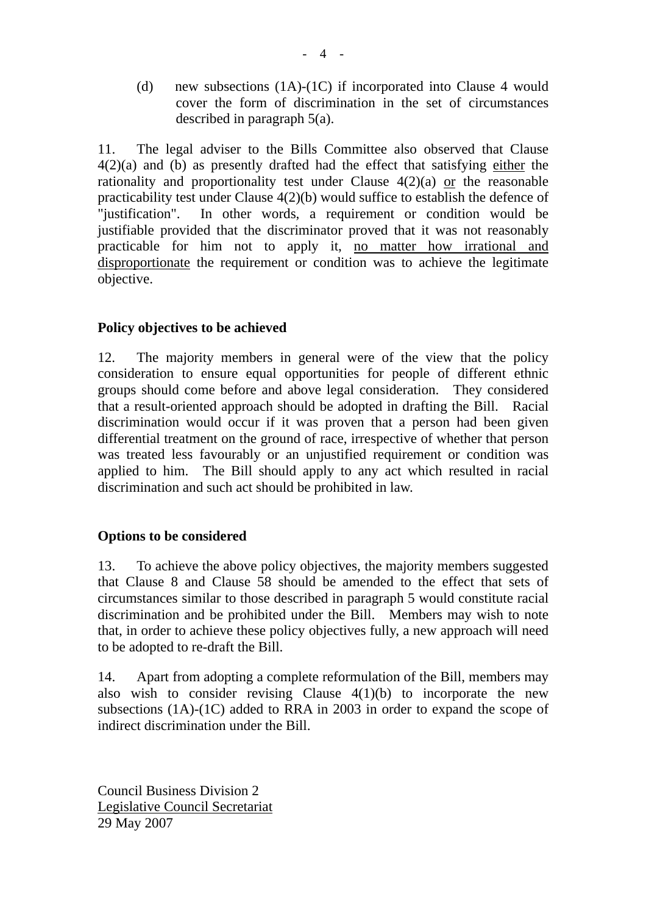(d) new subsections (1A)-(1C) if incorporated into Clause 4 would cover the form of discrimination in the set of circumstances described in paragraph 5(a).

11. The legal adviser to the Bills Committee also observed that Clause 4(2)(a) and (b) as presently drafted had the effect that satisfying <u>either</u> the rationality and proportionality test under Clause 4(2)(a) <u>or</u> the reasonable practicability test under Clause 4(2)(b) would suffice to establish the defence of "justification". In other words, a requirement or condition would be justifiable provided that the discriminator proved that it was not reasonably practicable for him not to apply it, <u>no matter how irrational and disproportionate</u> the requirement or condition was to achieve the legitimate objective.

**Policy objectives to be achieved**

12. The majority members in general were of the view that the policy consideration to ensure equal opportunities for people of different ethnic groups should come before and above legal consideration. They considered that a result-oriented approach should be adopted in drafting the Bill. Racial discrimination would occur if it was proven that a person had been given differential treatment on the ground of race, irrespective of whether that person was treated less favourably or an unjustified requirement or condition was applied to him. The Bill should apply to any act which resulted in racial discrimination and such act should be prohibited in law.

**Options to be considered**

13. To achieve the above policy objectives, the majority members suggested that Clause 8 and Clause 58 should be amended to the effect that sets of circumstances similar to those described in paragraph 5 would constitute racial discrimination and be prohibited under the Bill. Members may wish to note that, in order to achieve these policy objectives fully, a new approach will need to be adopted to re-draft the Bill.

14. Apart from adopting a complete reformulation of the Bill, members may also wish to consider revising Clause 4(1)(b) to incorporate the new subsections (1A)-(1C) added to RRA in 2003 in order to expand the scope of indirect discrimination under the Bill.

Council Business Division 2
<u>Legislative Council Secretariat</u>
29 May 2007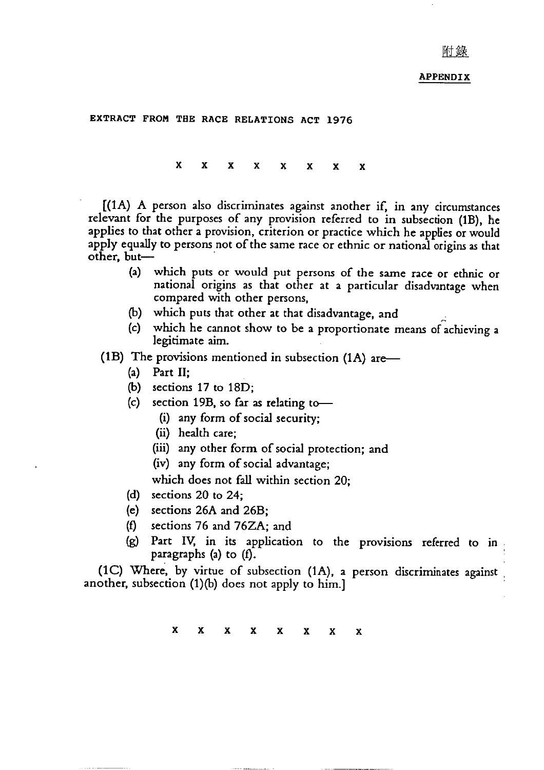附錄

**APPENDIX**

## EXTRACT FROM THE RACE RELATIONS ACT 1976

x x x x x x x x

[(1A) A person also discriminates against another if, in any circumstances relevant for the purposes of any provision referred to in subsection (1B), he applies to that other a provision, criterion or practice which he applies or would apply equally to persons not of the same race or ethnic or national origins as that other, but—

(a) which puts or would put persons of the same race or ethnic or national origins as that other at a particular disadvantage when compared with other persons,

(b) which puts that other at that disadvantage, and

(c) which he cannot show to be a proportionate means of achieving a legitimate aim.

(1B) The provisions mentioned in subsection (1A) are—

(a) Part II;

(b) sections 17 to 18D;

(c) section 19B, so far as relating to—

(i) any form of social security;

(ii) health care;

(iii) any other form of social protection; and

(iv) any form of social advantage;

which does not fall within section 20;

(d) sections 20 to 24;

(e) sections 26A and 26B;

(f) sections 76 and 76ZA; and

(g) Part IV, in its application to the provisions referred to in paragraphs (a) to (f).

(1C) Where, by virtue of subsection (1A), a person discriminates against another, subsection (1)(b) does not apply to him.]

x x x x x x x x